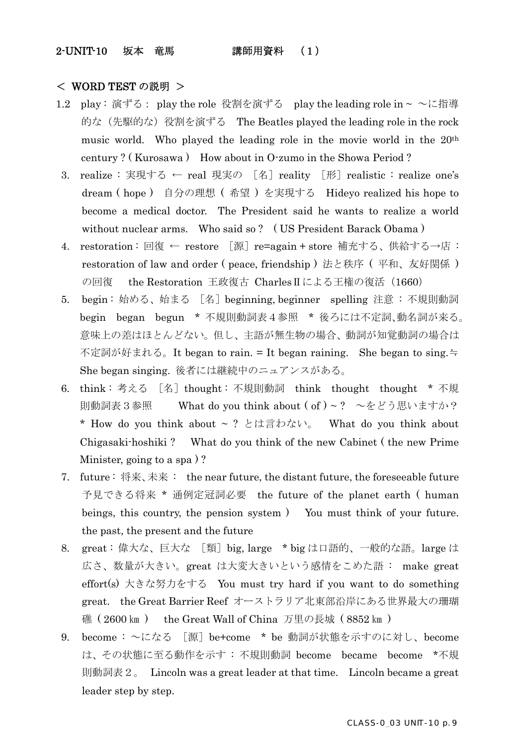2-UNIT-10　坂本　竜馬　　　　　講師用資料　（1）

＜ WORD TEST の説明 ＞

1.2　play：演ずる： play the role 役割を演ずる　play the leading role in ~ ～に指導的な（先駆的な）役割を演ずる　The Beatles played the leading role in the rock music world.　Who played the leading role in the movie world in the 20th century ? ( Kurosawa )　How about in O-zumo in the Showa Period ?

3. realize：実現する ← real 現実の ［名］reality ［形］realistic：realize one's dream ( hope ) 自分の理想（ 希望 ）を実現する　Hideyo realized his hope to become a medical doctor.　The President said he wants to realize a world without nuclear arms.　Who said so ?　( US President Barack Obama )

4. restoration：回復 ← restore ［源］re=again + store 補充する、供給する→店：restoration of law and order ( peace, friendship ) 法と秩序（ 平和、友好関係 ）の回復　the Restoration 王政復古 CharlesⅡによる王権の復活（1660）

5. begin：始める、始まる ［名］beginning, beginner　spelling 注意：不規則動詞 begin　began　begun　* 不規則動詞表４参照　* 後ろには不定詞､動名詞が来る。意味上の差はほとんどない。但し、主語が無生物の場合、動詞が知覚動詞の場合は不定詞が好まれる。It began to rain. = It began raining.　She began to sing.≒ She began singing. 後者には継続中のニュアンスがある。

6. think：考える ［名］thought：不規則動詞　think　thought　thought　* 不規則動詞表３参照　What do you think about ( of ) ~ ?　～をどう思いますか？　* How do you think about ~ ? とは言わない。　What do you think about Chigasaki-hoshiki ?　What do you think of the new Cabinet ( the new Prime Minister, going to a spa ) ?

7. future：将来､未来： the near future, the distant future, the foreseeable future 予見できる将来 * 通例定冠詞必要　the future of the planet earth ( human beings, this country, the pension system )　You must think of your future. the past, the present and the future

8. great：偉大な、巨大な ［類］big, large　* big は口語的、一般的な語。large は広さ、数量が大きい。great は大変大きいという感情をこめた語： make great effort(s) 大きな努力をする　You must try hard if you want to do something great.　the Great Barrier Reef オーストラリア北東部沿岸にある世界最大の珊瑚礁 ( 2600 ㎞ )　the Great Wall of China 万里の長城 ( 8852 ㎞ )

9. become：～になる ［源］be+come　* be 動詞が状態を示すのに対し、become は、その状態に至る動作を示す：不規則動詞 become　became　become　*不規則動詞表２。　Lincoln was a great leader at that time.　Lincoln became a great leader step by step.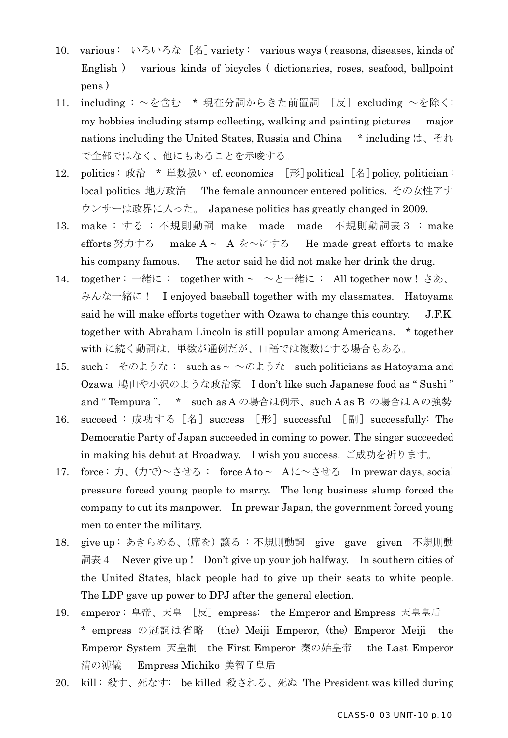10. various： いろいろな ［名］variety： various ways ( reasons, diseases, kinds of English ) various kinds of bicycles ( dictionaries, roses, seafood, ballpoint pens )
11. including ： ～を含む * 現在分詞からきた前置詞 ［反］excluding ～を除く: my hobbies including stamp collecting, walking and painting pictures major nations including the United States, Russia and China * including は、それで全部ではなく、他にもあることを示唆する。
12. politics：政治 * 単数扱い cf. economics ［形］political ［名］policy, politician： local politics 地方政治 The female announcer entered politics. その女性アナウンサーは政界に入った。 Japanese politics has greatly changed in 2009.
13. make ： する ：不規則動詞 make made made 不規則動詞表３ ： make efforts 努力する make A～ A を～にする He made great efforts to make his company famous. The actor said he did not make her drink the drug.
14. together：一緒に： together with～ ～と一緒に： All together now！ さあ、みんな一緒に！ I enjoyed baseball together with my classmates. Hatoyama said he will make efforts together with Ozawa to change this country. J.F.K. together with Abraham Lincoln is still popular among Americans. * together with に続く動詞は、単数が通例だが、口語では複数にする場合もある。
15. such： そのような： such as～ ～のような such politicians as Hatoyama and Ozawa 鳩山や小沢のような政治家 I don't like such Japanese food as " Sushi " and " Tempura ". * such as A の場合は例示、such A as B の場合はAの強勢
16. succeed ：成功する［名］success ［形］successful ［副］successfully: The Democratic Party of Japan succeeded in coming to power. The singer succeeded in making his debut at Broadway. I wish you success. ご成功を祈ります。
17. force：力、(力で)～させる： force A to～ Aに～させる In prewar days, social pressure forced young people to marry. The long business slump forced the company to cut its manpower. In prewar Japan, the government forced young men to enter the military.
18. give up：あきらめる、(席を）譲る：不規則動詞 give gave given 不規則動詞表４ Never give up！ Don't give up your job halfway. In southern cities of the United States, black people had to give up their seats to white people. The LDP gave up power to DPJ after the general election.
19. emperor：皇帝、天皇 ［反］empress: the Emperor and Empress 天皇皇后 * empress の冠詞は省略 (the) Meiji Emperor, (the) Emperor Meiji the Emperor System 天皇制 the First Emperor 秦の始皇帝 the Last Emperor 清の溥儀 Empress Michiko 美智子皇后
20. kill：殺す、死なす: be killed 殺される、死ぬ The President was killed during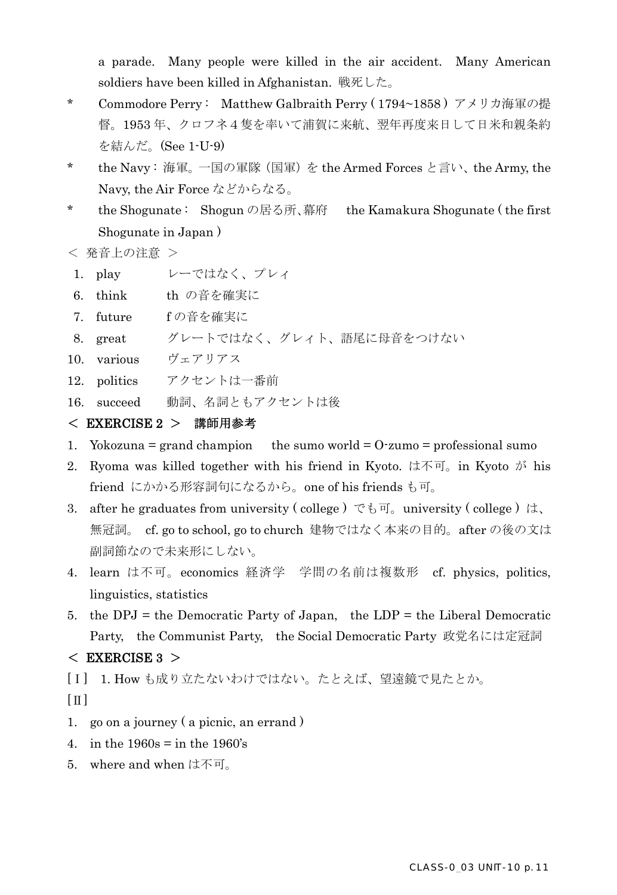a parade. Many people were killed in the air accident. Many American soldiers have been killed in Afghanistan. 戦死した。

* Commodore Perry： Matthew Galbraith Perry ( 1794~1858 ) アメリカ海軍の提督。1953 年、クロフネ４隻を率いて浦賀に来航、翌年再度来日して日米和親条約を結んだ。(See 1-U-9)
* the Navy：海軍。一国の軍隊（国軍）を the Armed Forces と言い、the Army, the Navy, the Air Force などからなる。
* the Shogunate： Shogun の居る所､幕府　 the Kamakura Shogunate ( the first Shogunate in Japan )

＜ 発音上の注意 ＞

1. play　　レーではなく、プレィ
6. think　　th の音を確実に
7. future　　f の音を確実に
8. great　　グレートではなく、グレィト、語尾に母音をつけない
10. various　　ヴェアリアス
12. politics　　アクセントは一番前
16. succeed　　動詞、名詞ともアクセントは後

**＜ EXERCISE 2 ＞　講師用参考**

1. Yokozuna = grand champion　 the sumo world = O-zumo = professional sumo
2. Ryoma was killed together with his friend in Kyoto. は不可。in Kyoto が his friend にかかる形容詞句になるから。one of his friends も可。
3. after he graduates from university ( college ) でも可。university ( college ) は、無冠詞。 cf. go to school, go to church 建物ではなく本来の目的。after の後の文は副詞節なので未来形にしない。
4. learn は不可。economics 経済学　学問の名前は複数形　cf. physics, politics, linguistics, statistics
5. the DPJ = the Democratic Party of Japan,　the LDP = the Liberal Democratic Party,　the Communist Party,　the Social Democratic Party 政党名には定冠詞

**＜ EXERCISE 3 ＞**

[Ｉ] 1. How も成り立たないわけではない。たとえば、望遠鏡で見たとか。

[Ⅱ]

1. go on a journey ( a picnic, an errand )
4. in the 1960s = in the 1960's
5. where and when は不可。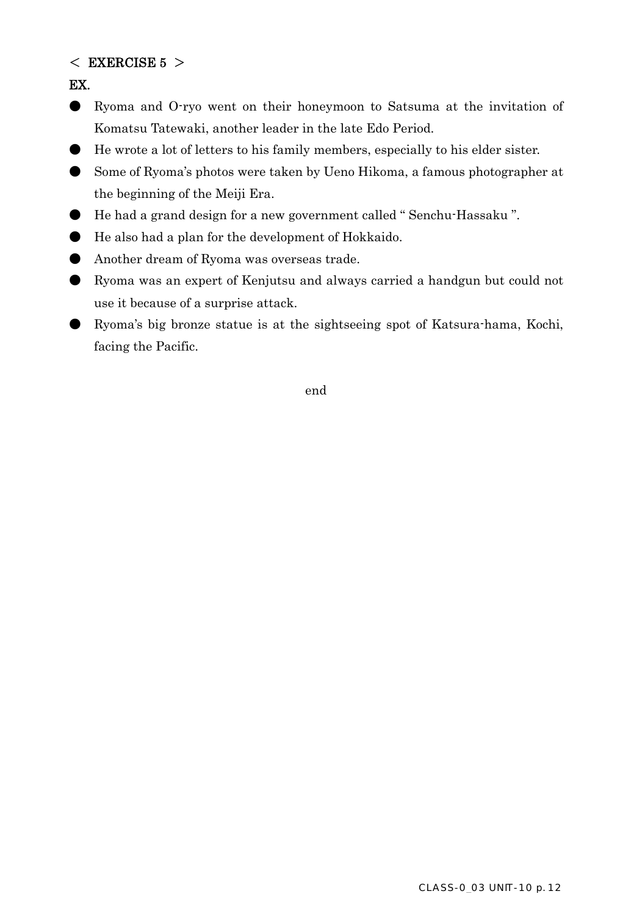**< EXERCISE 5 >**

**EX.**

- Ryoma and O-ryo went on their honeymoon to Satsuma at the invitation of Komatsu Tatewaki, another leader in the late Edo Period.
- He wrote a lot of letters to his family members, especially to his elder sister.
- Some of Ryoma's photos were taken by Ueno Hikoma, a famous photographer at the beginning of the Meiji Era.
- He had a grand design for a new government called " Senchu-Hassaku ".
- He also had a plan for the development of Hokkaido.
- Another dream of Ryoma was overseas trade.
- Ryoma was an expert of Kenjutsu and always carried a handgun but could not use it because of a surprise attack.
- Ryoma's big bronze statue is at the sightseeing spot of Katsura-hama, Kochi, facing the Pacific.

end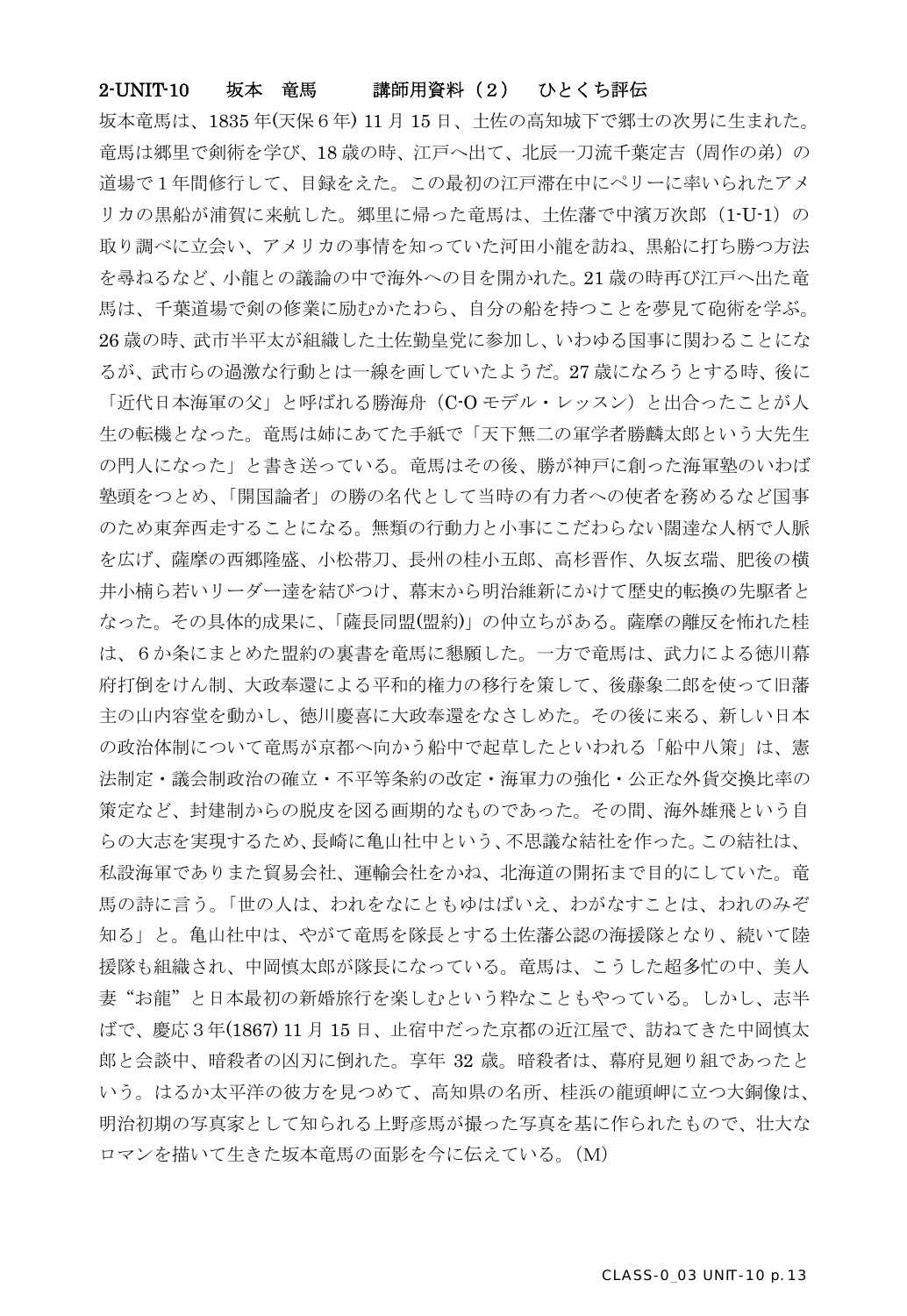## 2-UNIT-10　　坂本　竜馬　　　講師用資料（２）　ひとくち評伝

坂本竜馬は、1835 年(天保 6 年) 11 月 15 日、土佐の高知城下で郷士の次男に生まれた。竜馬は郷里で剣術を学び、18 歳の時、江戸へ出て、北辰一刀流千葉定吉（周作の弟）の道場で 1 年間修行して、目録をえた。この最初の江戸滞在中にペリーに率いられたアメリカの黒船が浦賀に来航した。郷里に帰った竜馬は、土佐藩で中濱万次郎（1-U-1）の取り調べに立会い、アメリカの事情を知っていた河田小龍を訪ね、黒船に打ち勝つ方法を尋ねるなど、小龍との議論の中で海外への目を開かれた。21 歳の時再び江戸へ出た竜馬は、千葉道場で剣の修業に励むかたわら、自分の船を持つことを夢見て砲術を学ぶ。26 歳の時、武市半平太が組織した土佐勤皇党に参加し、いわゆる国事に関わることになるが、武市らの過激な行動とは一線を画していたようだ。27 歳になろうとする時、後に「近代日本海軍の父」と呼ばれる勝海舟（C-O モデル・レッスン）と出合ったことが人生の転機となった。竜馬は姉にあてた手紙で「天下無二の軍学者勝麟太郎という大先生の門人になった」と書き送っている。竜馬はその後、勝が神戸に創った海軍塾のいわば塾頭をつとめ、「開国論者」の勝の名代として当時の有力者への使者を務めるなど国事のため東奔西走することになる。無類の行動力と小事にこだわらない闊達な人柄で人脈を広げ、薩摩の西郷隆盛、小松帯刀、長州の桂小五郎、高杉晋作、久坂玄瑞、肥後の横井小楠ら若いリーダー達を結びつけ、幕末から明治維新にかけて歴史的転換の先駆者となった。その具体的成果に、「薩長同盟(盟約)」の仲立ちがある。薩摩の離反を怖れた桂は、６か条にまとめた盟約の裏書を竜馬に懇願した。一方で竜馬は、武力による徳川幕府打倒をけん制、大政奉還による平和的権力の移行を策して、後藤象二郎を使って旧藩主の山内容堂を動かし、徳川慶喜に大政奉還をなさしめた。その後に来る、新しい日本の政治体制について竜馬が京都へ向かう船中で起草したといわれる「船中八策」は、憲法制定・議会制政治の確立・不平等条約の改定・海軍力の強化・公正な外貨交換比率の策定など、封建制からの脱皮を図る画期的なものであった。その間、海外雄飛という自らの大志を実現するため、長崎に亀山社中という、不思議な結社を作った。この結社は、私設海軍でありまた貿易会社、運輸会社をかね、北海道の開拓まで目的にしていた。竜馬の詩に言う。「世の人は、われをなにともゆはばいえ、わがなすことは、われのみぞ知る」と。亀山社中は、やがて竜馬を隊長とする土佐藩公認の海援隊となり、続いて陸援隊も組織され、中岡慎太郎が隊長になっている。竜馬は、こうした超多忙の中、美人妻“お龍”と日本最初の新婚旅行を楽しむという粋なこともやっている。しかし、志半ばで、慶応３年(1867) 11 月 15 日、止宿中だった京都の近江屋で、訪ねてきた中岡慎太郎と会談中、暗殺者の凶刃に倒れた。享年 32 歳。暗殺者は、幕府見廻り組であったという。はるか太平洋の彼方を見つめて、高知県の名所、桂浜の龍頭岬に立つ大銅像は、明治初期の写真家として知られる上野彦馬が撮った写真を基に作られたもので、壮大なロマンを描いて生きた坂本竜馬の面影を今に伝えている。（M）